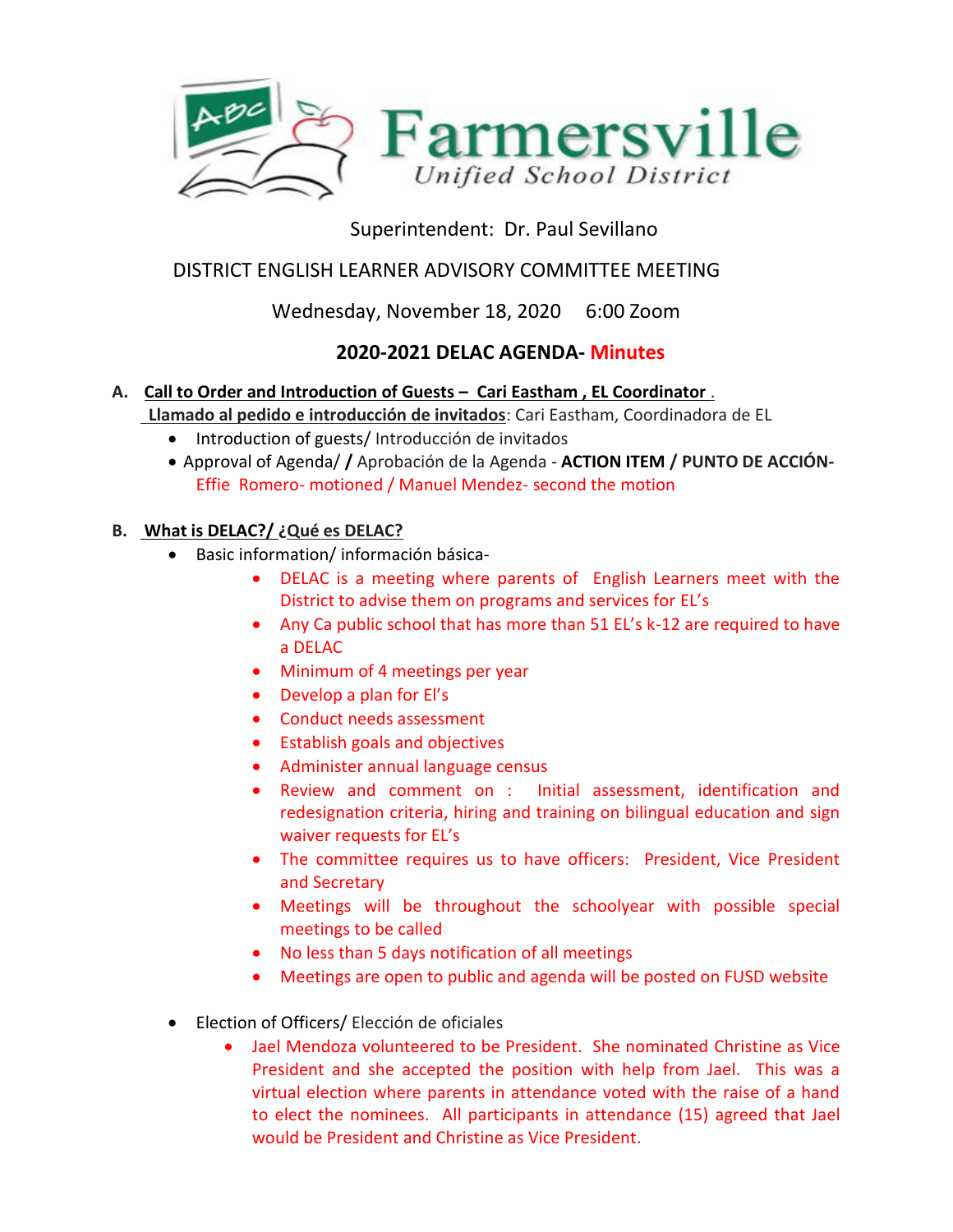# Farmersville

*Unified School District*

Superintendent: Dr. Paul Sevillano

DISTRICT ENGLISH LEARNER ADVISORY COMMITTEE MEETING

Wednesday, November 18, 2020 6:00 Zoom

## 2020-2021 DELAC AGENDA- Minutes

**A. Call to Order and Introduction of Guests – Cari Eastham , EL Coordinator .**
**Llamado al pedido e introducción de invitados**: Cari Eastham, Coordinadora de EL

- Introduction of guests/ Introducción de invitados
- Approval of Agenda/ **/** Aprobación de la Agenda - **ACTION ITEM / PUNTO DE ACCIÓN-** Effie Romero- motioned / Manuel Mendez- second the motion

**B. What is DELAC?/ ¿Qué es DELAC?**

- Basic information/ información básica-
  - DELAC is a meeting where parents of English Learners meet with the District to advise them on programs and services for EL's
  - Any Ca public school that has more than 51 EL's k-12 are required to have a DELAC
  - Minimum of 4 meetings per year
  - Develop a plan for El's
  - Conduct needs assessment
  - Establish goals and objectives
  - Administer annual language census
  - Review and comment on : Initial assessment, identification and redesignation criteria, hiring and training on bilingual education and sign waiver requests for EL's
  - The committee requires us to have officers: President, Vice President and Secretary
  - Meetings will be throughout the schoolyear with possible special meetings to be called
  - No less than 5 days notification of all meetings
  - Meetings are open to public and agenda will be posted on FUSD website
- Election of Officers/ Elección de oficiales
  - Jael Mendoza volunteered to be President. She nominated Christine as Vice President and she accepted the position with help from Jael. This was a virtual election where parents in attendance voted with the raise of a hand to elect the nominees. All participants in attendance (15) agreed that Jael would be President and Christine as Vice President.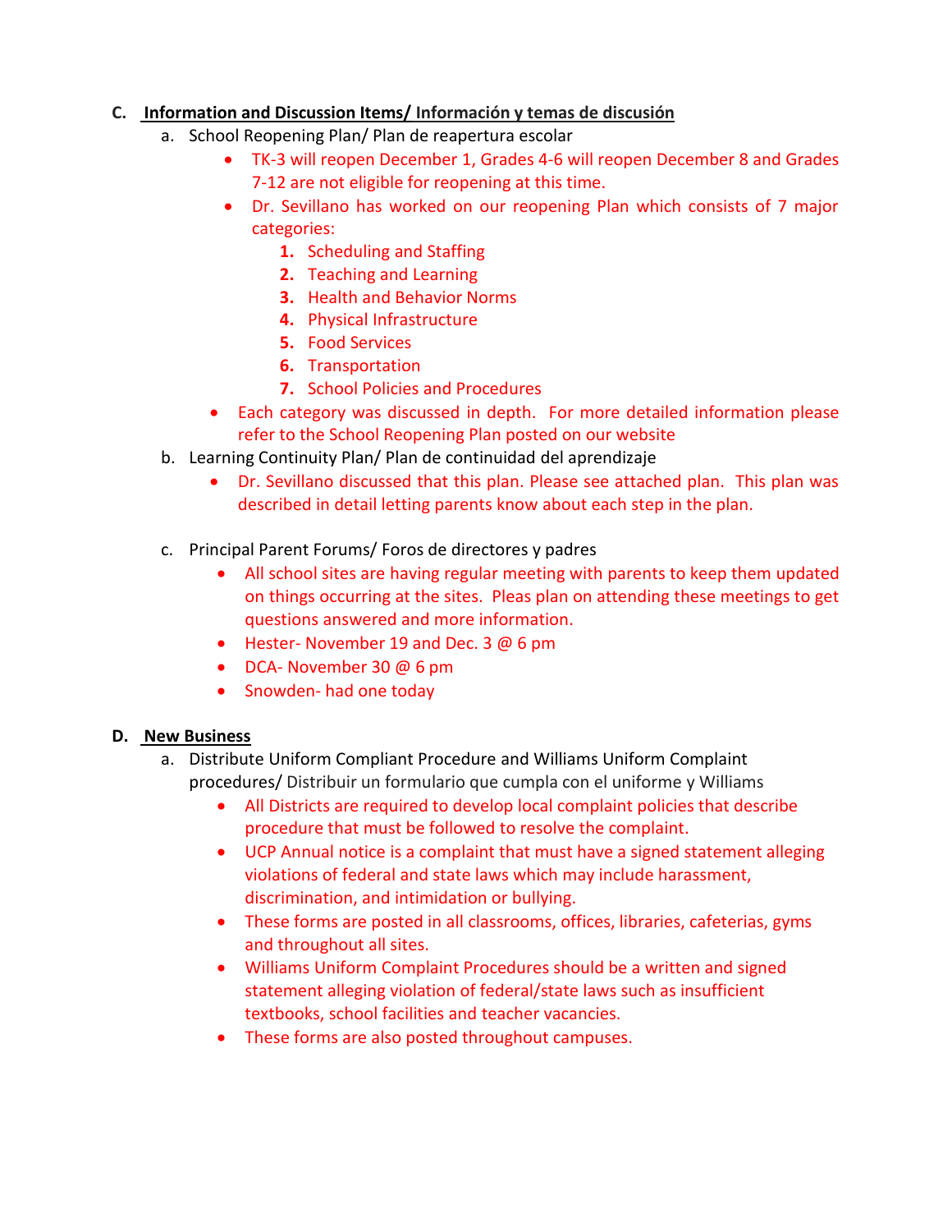**C. Information and Discussion Items/ Información y temas de discusión**

a. School Reopening Plan/ Plan de reapertura escolar
   - TK-3 will reopen December 1, Grades 4-6 will reopen December 8 and Grades 7-12 are not eligible for reopening at this time.
   - Dr. Sevillano has worked on our reopening Plan which consists of 7 major categories:
     1. Scheduling and Staffing
     2. Teaching and Learning
     3. Health and Behavior Norms
     4. Physical Infrastructure
     5. Food Services
     6. Transportation
     7. School Policies and Procedures
   - Each category was discussed in depth. For more detailed information please refer to the School Reopening Plan posted on our website

b. Learning Continuity Plan/ Plan de continuidad del aprendizaje
   - Dr. Sevillano discussed that this plan. Please see attached plan. This plan was described in detail letting parents know about each step in the plan.

c. Principal Parent Forums/ Foros de directores y padres
   - All school sites are having regular meeting with parents to keep them updated on things occurring at the sites. Pleas plan on attending these meetings to get questions answered and more information.
   - Hester- November 19 and Dec. 3 @ 6 pm
   - DCA- November 30 @ 6 pm
   - Snowden- had one today

**D. New Business**

a. Distribute Uniform Compliant Procedure and Williams Uniform Complaint procedures/ Distribuir un formulario que cumpla con el uniforme y Williams
   - All Districts are required to develop local complaint policies that describe procedure that must be followed to resolve the complaint.
   - UCP Annual notice is a complaint that must have a signed statement alleging violations of federal and state laws which may include harassment, discrimination, and intimidation or bullying.
   - These forms are posted in all classrooms, offices, libraries, cafeterias, gyms and throughout all sites.
   - Williams Uniform Complaint Procedures should be a written and signed statement alleging violation of federal/state laws such as insufficient textbooks, school facilities and teacher vacancies.
   - These forms are also posted throughout campuses.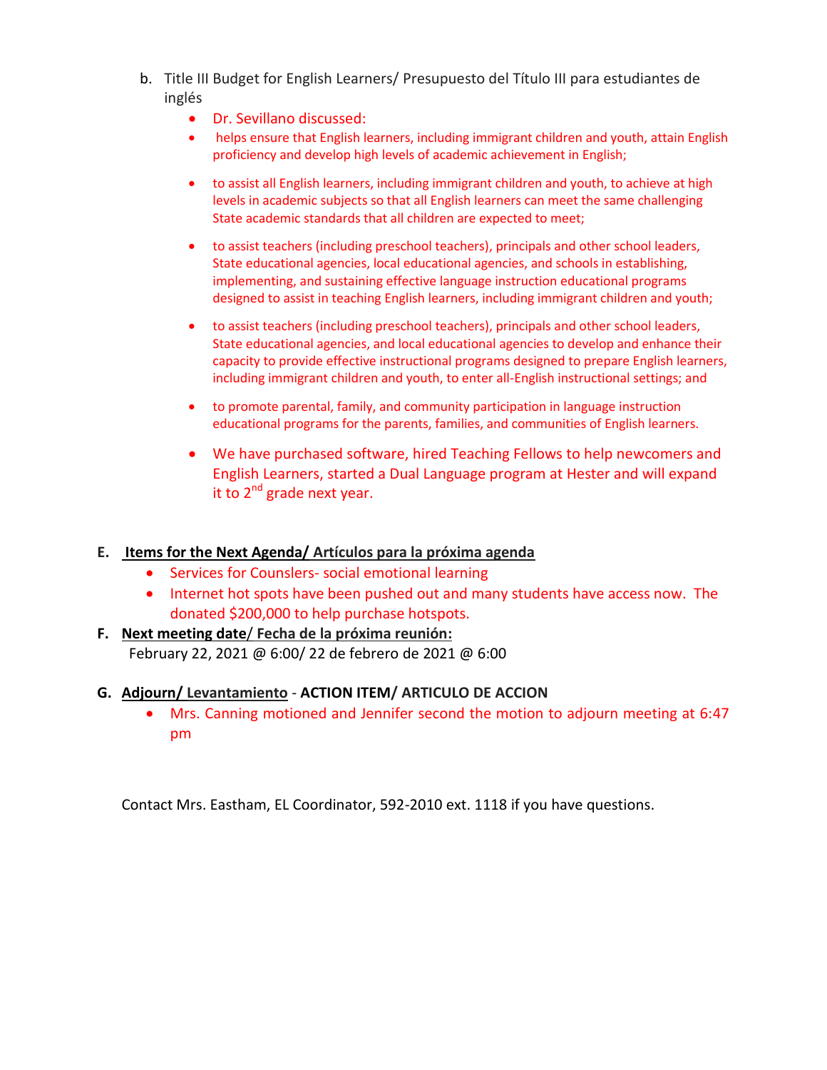b. Title III Budget for English Learners/ Presupuesto del Título III para estudiantes de inglés

- Dr. Sevillano discussed:
- helps ensure that English learners, including immigrant children and youth, attain English proficiency and develop high levels of academic achievement in English;
- to assist all English learners, including immigrant children and youth, to achieve at high levels in academic subjects so that all English learners can meet the same challenging State academic standards that all children are expected to meet;
- to assist teachers (including preschool teachers), principals and other school leaders, State educational agencies, local educational agencies, and schools in establishing, implementing, and sustaining effective language instruction educational programs designed to assist in teaching English learners, including immigrant children and youth;
- to assist teachers (including preschool teachers), principals and other school leaders, State educational agencies, and local educational agencies to develop and enhance their capacity to provide effective instructional programs designed to prepare English learners, including immigrant children and youth, to enter all-English instructional settings; and
- to promote parental, family, and community participation in language instruction educational programs for the parents, families, and communities of English learners.
- We have purchased software, hired Teaching Fellows to help newcomers and English Learners, started a Dual Language program at Hester and will expand it to 2nd grade next year.

**E. Items for the Next Agenda/ Artículos para la próxima agenda**

- Services for Counslers- social emotional learning
- Internet hot spots have been pushed out and many students have access now. The donated $200,000 to help purchase hotspots.

**F. Next meeting date/ Fecha de la próxima reunión:**

February 22, 2021 @ 6:00/ 22 de febrero de 2021 @ 6:00

**G. Adjourn/ Levantamiento - ACTION ITEM/ ARTICULO DE ACCION**

- Mrs. Canning motioned and Jennifer second the motion to adjourn meeting at 6:47 pm

Contact Mrs. Eastham, EL Coordinator, 592-2010 ext. 1118 if you have questions.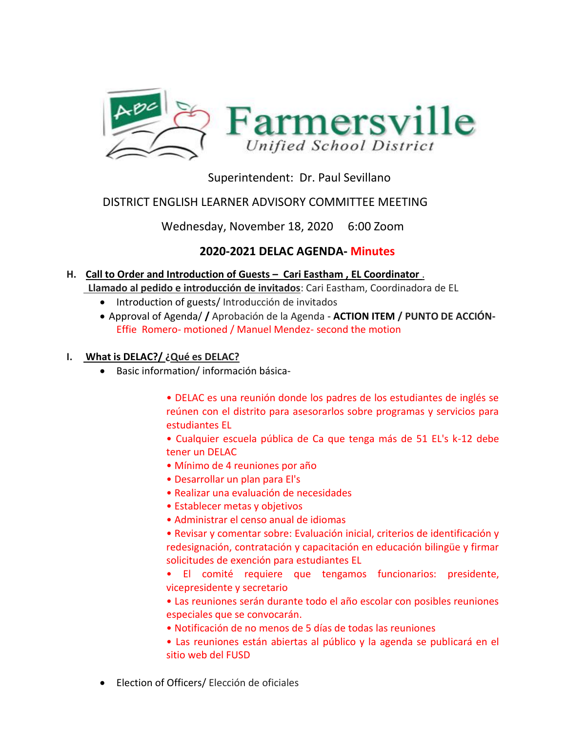Farmersville Unified School District

Superintendent: Dr. Paul Sevillano

DISTRICT ENGLISH LEARNER ADVISORY COMMITTEE MEETING

Wednesday, November 18, 2020 6:00 Zoom

## 2020-2021 DELAC AGENDA- Minutes

**H. Call to Order and Introduction of Guests – Cari Eastham , EL Coordinator .**
**Llamado al pedido e introducción de invitados**: Cari Eastham, Coordinadora de EL

- Introduction of guests/ Introducción de invitados
- Approval of Agenda/ **/** Aprobación de la Agenda - **ACTION ITEM / PUNTO DE ACCIÓN-** Effie Romero- motioned / Manuel Mendez- second the motion

**I. What is DELAC?/ ¿Qué es DELAC?**

- Basic information/ información básica-

  • DELAC es una reunión donde los padres de los estudiantes de inglés se reúnen con el distrito para asesorarlos sobre programas y servicios para estudiantes EL
  • Cualquier escuela pública de Ca que tenga más de 51 EL's k-12 debe tener un DELAC
  • Mínimo de 4 reuniones por año
  • Desarrollar un plan para El's
  • Realizar una evaluación de necesidades
  • Establecer metas y objetivos
  • Administrar el censo anual de idiomas
  • Revisar y comentar sobre: Evaluación inicial, criterios de identificación y redesignación, contratación y capacitación en educación bilingüe y firmar solicitudes de exención para estudiantes EL
  • El comité requiere que tengamos funcionarios: presidente, vicepresidente y secretario
  • Las reuniones serán durante todo el año escolar con posibles reuniones especiales que se convocarán.
  • Notificación de no menos de 5 días de todas las reuniones
  • Las reuniones están abiertas al público y la agenda se publicará en el sitio web del FUSD

- Election of Officers/ Elección de oficiales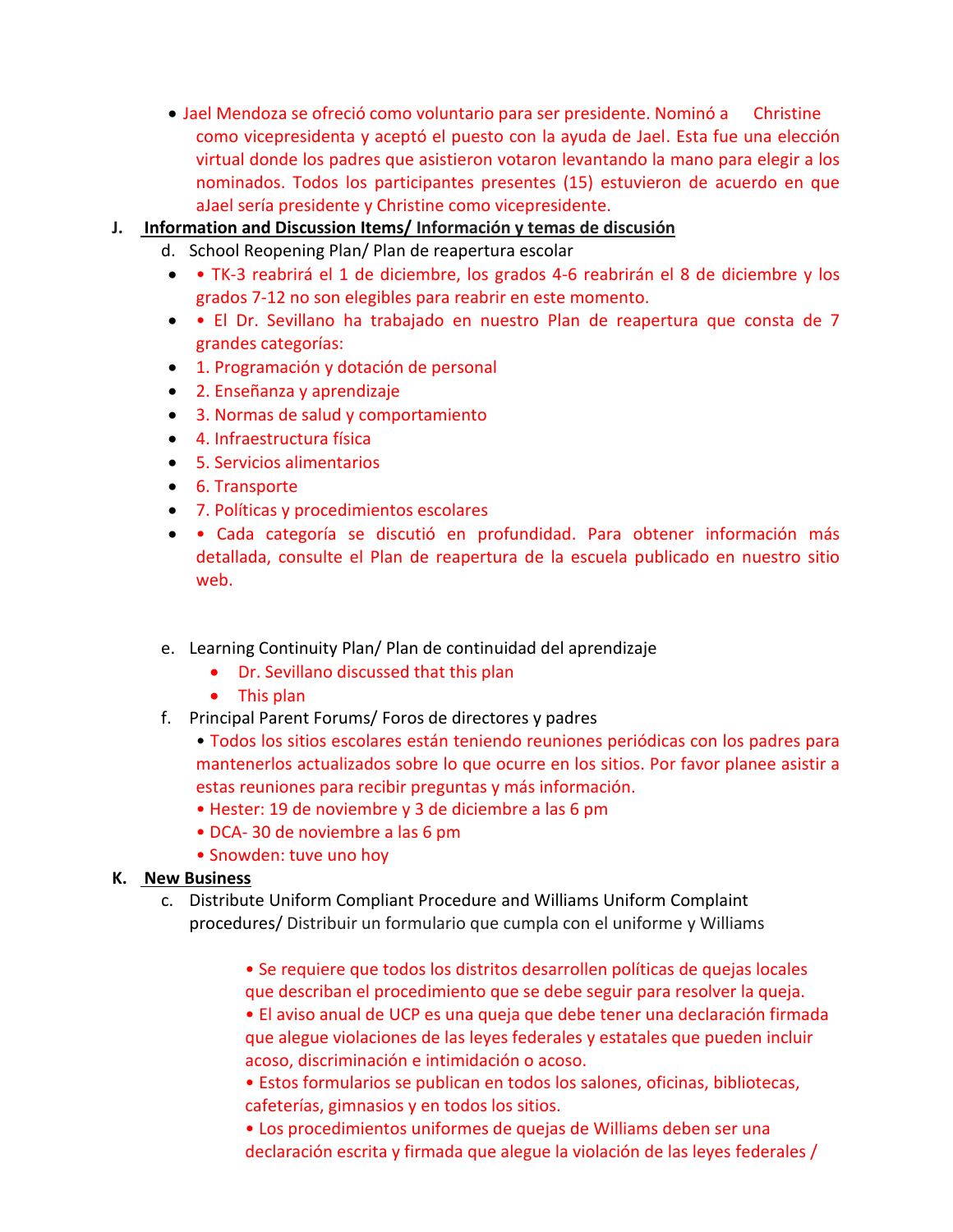- Jael Mendoza se ofreció como voluntario para ser presidente. Nominó a Christine como vicepresidenta y aceptó el puesto con la ayuda de Jael. Esta fue una elección virtual donde los padres que asistieron votaron levantando la mano para elegir a los nominados. Todos los participantes presentes (15) estuvieron de acuerdo en que aJael sería presidente y Christine como vicepresidente.

**J. Information and Discussion Items/ Información y temas de discusión**

d. School Reopening Plan/ Plan de reapertura escolar

- • TK-3 reabrirá el 1 de diciembre, los grados 4-6 reabrirán el 8 de diciembre y los grados 7-12 no son elegibles para reabrir en este momento.
- • El Dr. Sevillano ha trabajado en nuestro Plan de reapertura que consta de 7 grandes categorías:
- 1. Programación y dotación de personal
- 2. Enseñanza y aprendizaje
- 3. Normas de salud y comportamiento
- 4. Infraestructura física
- 5. Servicios alimentarios
- 6. Transporte
- 7. Políticas y procedimientos escolares
- • Cada categoría se discutió en profundidad. Para obtener información más detallada, consulte el Plan de reapertura de la escuela publicado en nuestro sitio web.

e. Learning Continuity Plan/ Plan de continuidad del aprendizaje

- Dr. Sevillano discussed that this plan
- This plan

f. Principal Parent Forums/ Foros de directores y padres

• Todos los sitios escolares están teniendo reuniones periódicas con los padres para mantenerlos actualizados sobre lo que ocurre en los sitios. Por favor planee asistir a estas reuniones para recibir preguntas y más información.
• Hester: 19 de noviembre y 3 de diciembre a las 6 pm
• DCA- 30 de noviembre a las 6 pm
• Snowden: tuve uno hoy

**K. New Business**

c. Distribute Uniform Compliant Procedure and Williams Uniform Complaint procedures/ Distribuir un formulario que cumpla con el uniforme y Williams

• Se requiere que todos los distritos desarrollen políticas de quejas locales que describan el procedimiento que se debe seguir para resolver la queja.
• El aviso anual de UCP es una queja que debe tener una declaración firmada que alegue violaciones de las leyes federales y estatales que pueden incluir acoso, discriminación e intimidación o acoso.
• Estos formularios se publican en todos los salones, oficinas, bibliotecas, cafeterías, gimnasios y en todos los sitios.
• Los procedimientos uniformes de quejas de Williams deben ser una declaración escrita y firmada que alegue la violación de las leyes federales /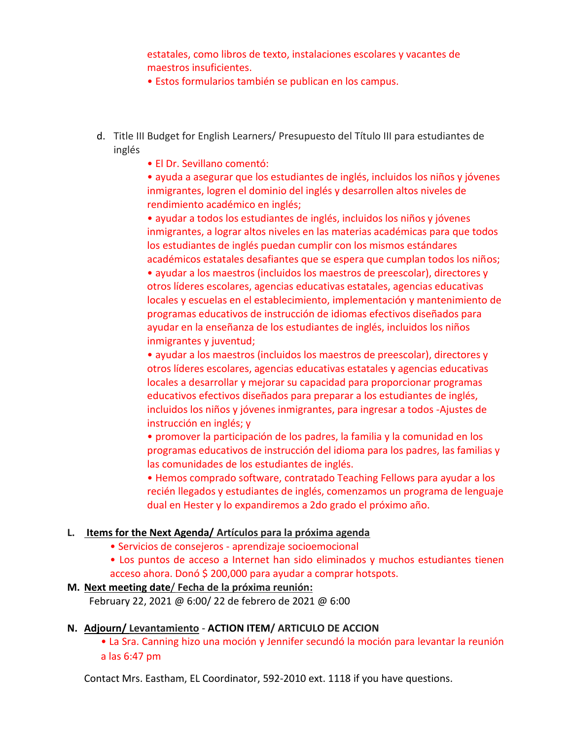estatales, como libros de texto, instalaciones escolares y vacantes de maestros insuficientes.
• Estos formularios también se publican en los campus.

d. Title III Budget for English Learners/ Presupuesto del Título III para estudiantes de inglés

• El Dr. Sevillano comentó:
• ayuda a asegurar que los estudiantes de inglés, incluidos los niños y jóvenes inmigrantes, logren el dominio del inglés y desarrollen altos niveles de rendimiento académico en inglés;
• ayudar a todos los estudiantes de inglés, incluidos los niños y jóvenes inmigrantes, a lograr altos niveles en las materias académicas para que todos los estudiantes de inglés puedan cumplir con los mismos estándares académicos estatales desafiantes que se espera que cumplan todos los niños;
• ayudar a los maestros (incluidos los maestros de preescolar), directores y otros líderes escolares, agencias educativas estatales, agencias educativas locales y escuelas en el establecimiento, implementación y mantenimiento de programas educativos de instrucción de idiomas efectivos diseñados para ayudar en la enseñanza de los estudiantes de inglés, incluidos los niños inmigrantes y juventud;
• ayudar a los maestros (incluidos los maestros de preescolar), directores y otros líderes escolares, agencias educativas estatales y agencias educativas locales a desarrollar y mejorar su capacidad para proporcionar programas educativos efectivos diseñados para preparar a los estudiantes de inglés, incluidos los niños y jóvenes inmigrantes, para ingresar a todos -Ajustes de instrucción en inglés; y
• promover la participación de los padres, la familia y la comunidad en los programas educativos de instrucción del idioma para los padres, las familias y las comunidades de los estudiantes de inglés.
• Hemos comprado software, contratado Teaching Fellows para ayudar a los recién llegados y estudiantes de inglés, comenzamos un programa de lenguaje dual en Hester y lo expandiremos a 2do grado el próximo año.

**L. Items for the Next Agenda/ Artículos para la próxima agenda**

• Servicios de consejeros - aprendizaje socioemocional
• Los puntos de acceso a Internet han sido eliminados y muchos estudiantes tienen acceso ahora. Donó $ 200,000 para ayudar a comprar hotspots.

**M. Next meeting date/ Fecha de la próxima reunión:**

February 22, 2021 @ 6:00/ 22 de febrero de 2021 @ 6:00

**N. Adjourn/ Levantamiento - ACTION ITEM/ ARTICULO DE ACCION**

• La Sra. Canning hizo una moción y Jennifer secundó la moción para levantar la reunión a las 6:47 pm

Contact Mrs. Eastham, EL Coordinator, 592-2010 ext. 1118 if you have questions.